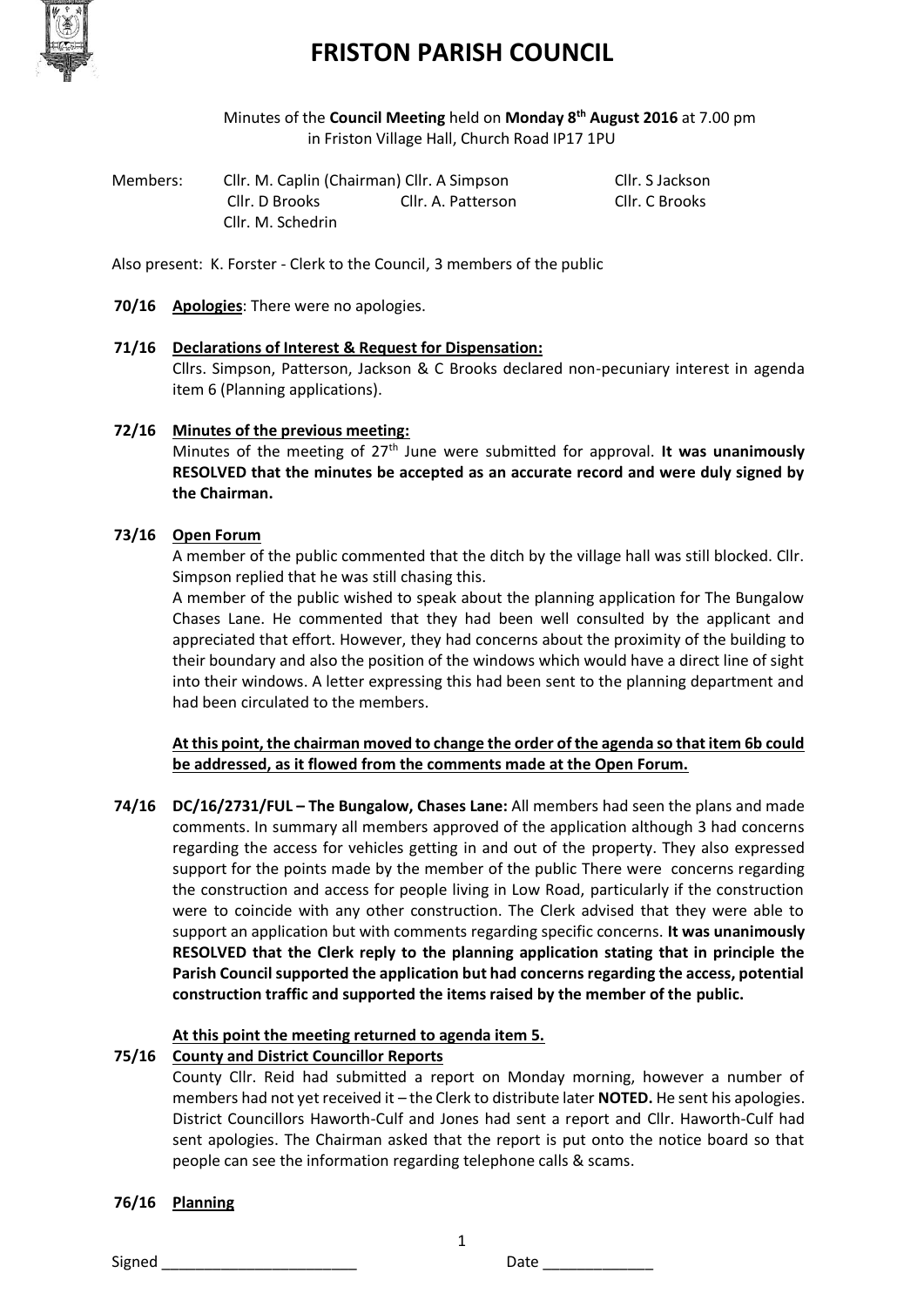# FRISTON PARISH COUNCIL

Minutes of the **Council Meeting** held on **Monday 8th August 2016** at 7.00 pm in Friston Village Hall, Church Road IP17 1PU

Members: Cllr. M. Caplin (Chairman) Cllr. A Simpson Cllr. S Jackson
Cllr. D Brooks Cllr. A. Patterson Cllr. C Brooks
Cllr. M. Schedrin

Also present: K. Forster - Clerk to the Council, 3 members of the public

**70/16** **Apologies**: There were no apologies.

**71/16** **Declarations of Interest & Request for Dispensation:**
Cllrs. Simpson, Patterson, Jackson & C Brooks declared non-pecuniary interest in agenda item 6 (Planning applications).

**72/16** **Minutes of the previous meeting:**
Minutes of the meeting of 27th June were submitted for approval. **It was unanimously RESOLVED that the minutes be accepted as an accurate record and were duly signed by the Chairman.**

**73/16** **Open Forum**
A member of the public commented that the ditch by the village hall was still blocked. Cllr. Simpson replied that he was still chasing this.
A member of the public wished to speak about the planning application for The Bungalow Chases Lane. He commented that they had been well consulted by the applicant and appreciated that effort. However, they had concerns about the proximity of the building to their boundary and also the position of the windows which would have a direct line of sight into their windows. A letter expressing this had been sent to the planning department and had been circulated to the members.

**At this point, the chairman moved to change the order of the agenda so that item 6b could be addressed, as it flowed from the comments made at the Open Forum.**

**74/16** **DC/16/2731/FUL – The Bungalow, Chases Lane:** All members had seen the plans and made comments. In summary all members approved of the application although 3 had concerns regarding the access for vehicles getting in and out of the property. They also expressed support for the points made by the member of the public There were concerns regarding the construction and access for people living in Low Road, particularly if the construction were to coincide with any other construction. The Clerk advised that they were able to support an application but with comments regarding specific concerns. **It was unanimously RESOLVED that the Clerk reply to the planning application stating that in principle the Parish Council supported the application but had concerns regarding the access, potential construction traffic and supported the items raised by the member of the public.**

**At this point the meeting returned to agenda item 5.**

**75/16** **County and District Councillor Reports**
County Cllr. Reid had submitted a report on Monday morning, however a number of members had not yet received it – the Clerk to distribute later **NOTED.** He sent his apologies. District Councillors Haworth-Culf and Jones had sent a report and Cllr. Haworth-Culf had sent apologies. The Chairman asked that the report is put onto the notice board so that people can see the information regarding telephone calls & scams.

**76/16** **Planning**

Signed _______________________ Date _____________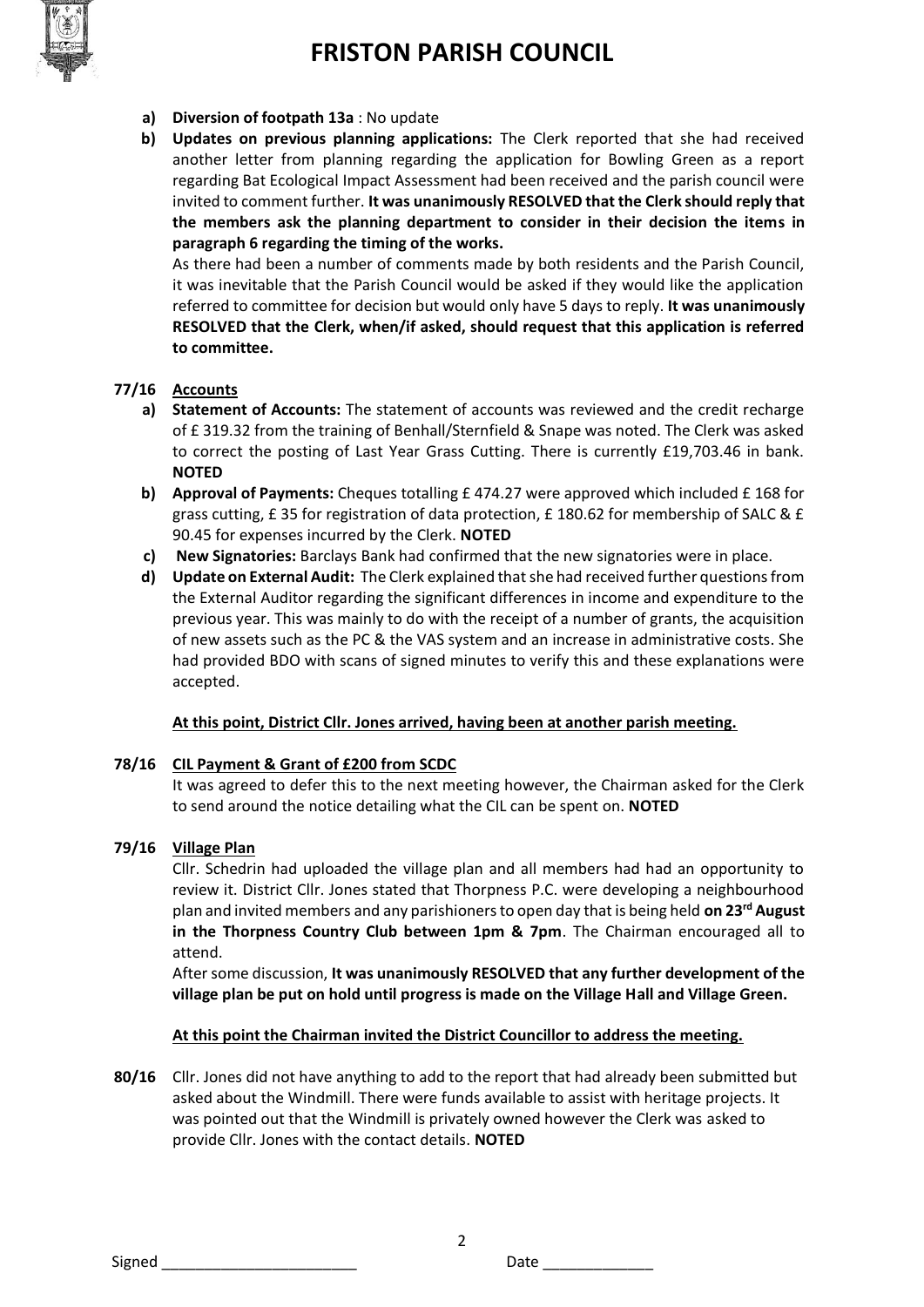a) **Diversion of footpath 13a** : No update

b) **Updates on previous planning applications:** The Clerk reported that she had received another letter from planning regarding the application for Bowling Green as a report regarding Bat Ecological Impact Assessment had been received and the parish council were invited to comment further. **It was unanimously RESOLVED that the Clerk should reply that the members ask the planning department to consider in their decision the items in paragraph 6 regarding the timing of the works.**

   As there had been a number of comments made by both residents and the Parish Council, it was inevitable that the Parish Council would be asked if they would like the application referred to committee for decision but would only have 5 days to reply. **It was unanimously RESOLVED that the Clerk, when/if asked, should request that this application is referred to committee.**

**77/16 Accounts**

a) **Statement of Accounts:** The statement of accounts was reviewed and the credit recharge of £ 319.32 from the training of Benhall/Sternfield & Snape was noted. The Clerk was asked to correct the posting of Last Year Grass Cutting. There is currently £19,703.46 in bank. **NOTED**

b) **Approval of Payments:** Cheques totalling £ 474.27 were approved which included £ 168 for grass cutting, £ 35 for registration of data protection, £ 180.62 for membership of SALC & £ 90.45 for expenses incurred by the Clerk. **NOTED**

c) **New Signatories:** Barclays Bank had confirmed that the new signatories were in place.

d) **Update on External Audit:** The Clerk explained that she had received further questions from the External Auditor regarding the significant differences in income and expenditure to the previous year. This was mainly to do with the receipt of a number of grants, the acquisition of new assets such as the PC & the VAS system and an increase in administrative costs. She had provided BDO with scans of signed minutes to verify this and these explanations were accepted.

**At this point, District Cllr. Jones arrived, having been at another parish meeting.**

**78/16 CIL Payment & Grant of £200 from SCDC**

It was agreed to defer this to the next meeting however, the Chairman asked for the Clerk to send around the notice detailing what the CIL can be spent on. **NOTED**

**79/16 Village Plan**

Cllr. Schedrin had uploaded the village plan and all members had had an opportunity to review it. District Cllr. Jones stated that Thorpness P.C. were developing a neighbourhood plan and invited members and any parishioners to open day that is being held **on 23rd August in the Thorpness Country Club between 1pm & 7pm**. The Chairman encouraged all to attend.

After some discussion, **It was unanimously RESOLVED that any further development of the village plan be put on hold until progress is made on the Village Hall and Village Green.**

**At this point the Chairman invited the District Councillor to address the meeting.**

**80/16** Cllr. Jones did not have anything to add to the report that had already been submitted but asked about the Windmill. There were funds available to assist with heritage projects. It was pointed out that the Windmill is privately owned however the Clerk was asked to provide Cllr. Jones with the contact details. **NOTED**

Signed _______________________ Date _____________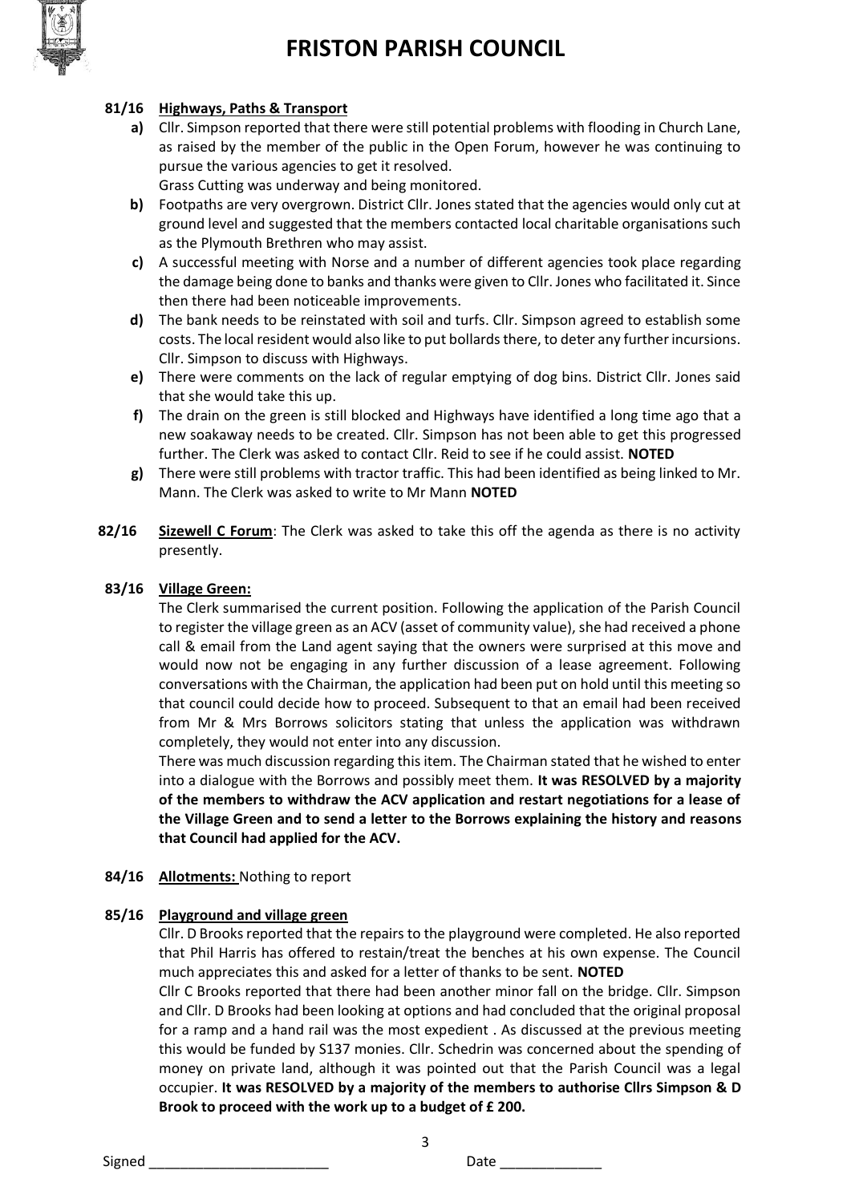# FRISTON PARISH COUNCIL

**81/16 Highways, Paths & Transport**

**a)** Cllr. Simpson reported that there were still potential problems with flooding in Church Lane, as raised by the member of the public in the Open Forum, however he was continuing to pursue the various agencies to get it resolved.
Grass Cutting was underway and being monitored.

**b)** Footpaths are very overgrown. District Cllr. Jones stated that the agencies would only cut at ground level and suggested that the members contacted local charitable organisations such as the Plymouth Brethren who may assist.

**c)** A successful meeting with Norse and a number of different agencies took place regarding the damage being done to banks and thanks were given to Cllr. Jones who facilitated it. Since then there had been noticeable improvements.

**d)** The bank needs to be reinstated with soil and turfs. Cllr. Simpson agreed to establish some costs. The local resident would also like to put bollards there, to deter any further incursions. Cllr. Simpson to discuss with Highways.

**e)** There were comments on the lack of regular emptying of dog bins. District Cllr. Jones said that she would take this up.

**f)** The drain on the green is still blocked and Highways have identified a long time ago that a new soakaway needs to be created. Cllr. Simpson has not been able to get this progressed further. The Clerk was asked to contact Cllr. Reid to see if he could assist. **NOTED**

**g)** There were still problems with tractor traffic. This had been identified as being linked to Mr. Mann. The Clerk was asked to write to Mr Mann **NOTED**

**82/16 Sizewell C Forum**: The Clerk was asked to take this off the agenda as there is no activity presently.

**83/16 Village Green:**

The Clerk summarised the current position. Following the application of the Parish Council to register the village green as an ACV (asset of community value), she had received a phone call & email from the Land agent saying that the owners were surprised at this move and would now not be engaging in any further discussion of a lease agreement. Following conversations with the Chairman, the application had been put on hold until this meeting so that council could decide how to proceed. Subsequent to that an email had been received from Mr & Mrs Borrows solicitors stating that unless the application was withdrawn completely, they would not enter into any discussion.

There was much discussion regarding this item. The Chairman stated that he wished to enter into a dialogue with the Borrows and possibly meet them. **It was RESOLVED by a majority of the members to withdraw the ACV application and restart negotiations for a lease of the Village Green and to send a letter to the Borrows explaining the history and reasons that Council had applied for the ACV.**

**84/16 Allotments:** Nothing to report

**85/16 Playground and village green**

Cllr. D Brooks reported that the repairs to the playground were completed. He also reported that Phil Harris has offered to restain/treat the benches at his own expense. The Council much appreciates this and asked for a letter of thanks to be sent. **NOTED**

Cllr C Brooks reported that there had been another minor fall on the bridge. Cllr. Simpson and Cllr. D Brooks had been looking at options and had concluded that the original proposal for a ramp and a hand rail was the most expedient . As discussed at the previous meeting this would be funded by S137 monies. Cllr. Schedrin was concerned about the spending of money on private land, although it was pointed out that the Parish Council was a legal occupier. **It was RESOLVED by a majority of the members to authorise Cllrs Simpson & D Brook to proceed with the work up to a budget of £ 200.**

Signed \_\_\_\_\_\_\_\_\_\_\_\_\_\_\_\_\_\_\_\_\_\_\_ Date \_\_\_\_\_\_\_\_\_\_\_\_\_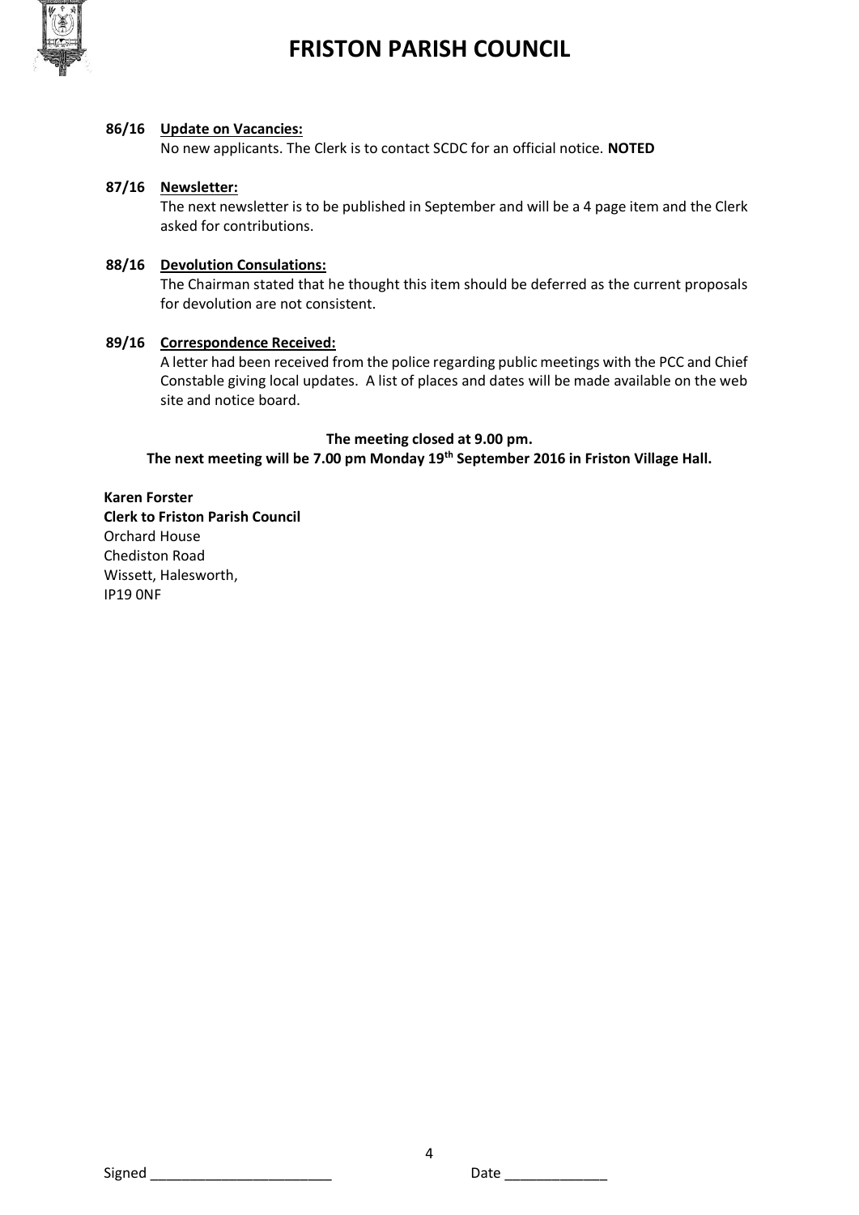# FRISTON PARISH COUNCIL

**86/16 Update on Vacancies:**

No new applicants. The Clerk is to contact SCDC for an official notice. **NOTED**

**87/16 Newsletter:**

The next newsletter is to be published in September and will be a 4 page item and the Clerk asked for contributions.

**88/16 Devolution Consulations:**

The Chairman stated that he thought this item should be deferred as the current proposals for devolution are not consistent.

**89/16 Correspondence Received:**

A letter had been received from the police regarding public meetings with the PCC and Chief Constable giving local updates. A list of places and dates will be made available on the web site and notice board.

**The meeting closed at 9.00 pm.**

**The next meeting will be 7.00 pm Monday 19th September 2016 in Friston Village Hall.**

**Karen Forster**
**Clerk to Friston Parish Council**
Orchard House
Chediston Road
Wissett, Halesworth,
IP19 0NF

Signed _______________________ Date _____________